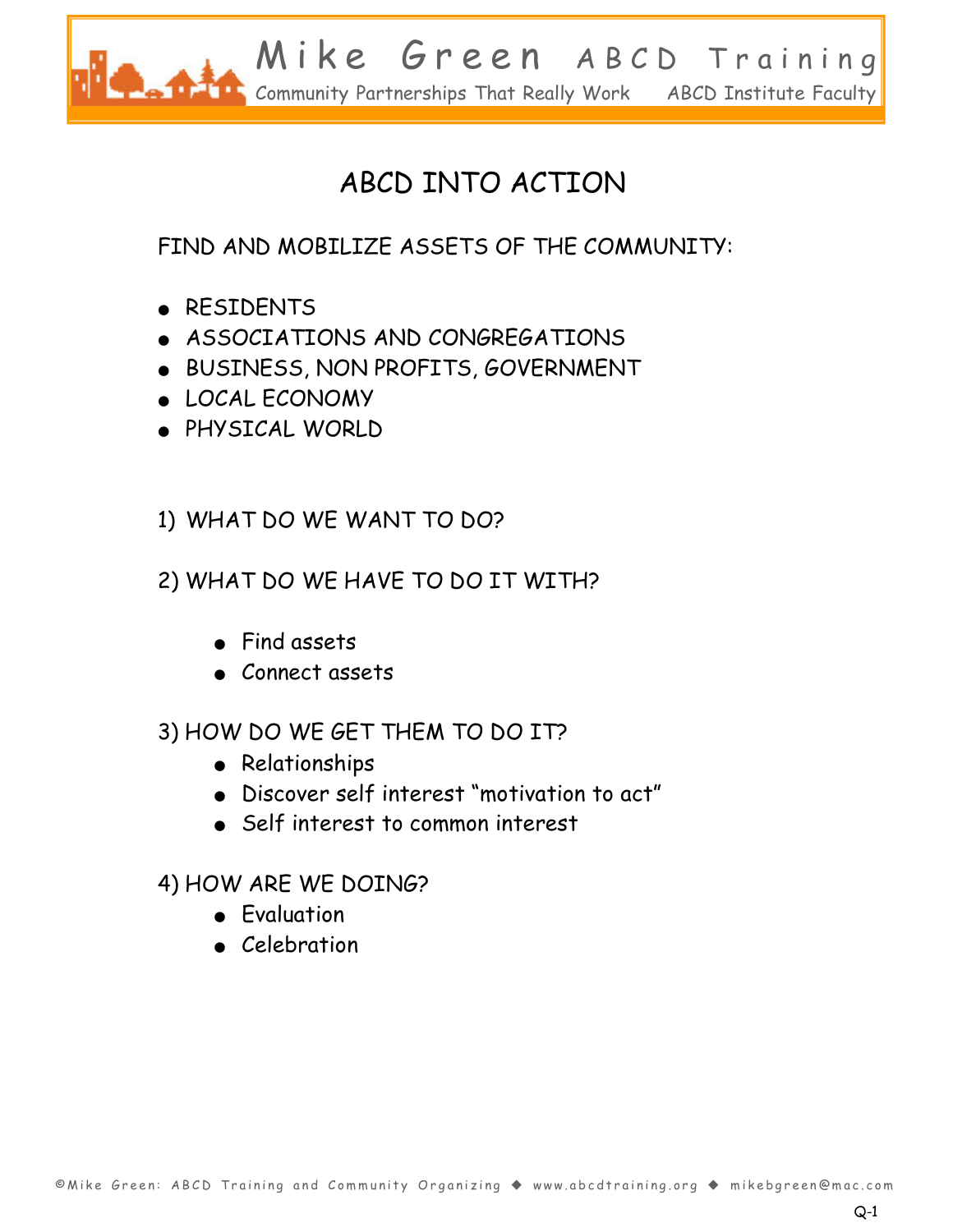# ABCD INTO ACTION

FIND AND MOBILIZE ASSETS OF THE COMMUNITY:

- RESIDENTS
- ASSOCIATIONS AND CONGREGATIONS
- BUSINESS, NON PROFITS, GOVERNMENT
- LOCAL ECONOMY
- PHYSICAL WORLD

1) WHAT DO WE WANT TO DO?

2) WHAT DO WE HAVE TO DO IT WITH?

   - Find assets
   - Connect assets

3) HOW DO WE GET THEM TO DO IT?

   - Relationships
   - Discover self interest "motivation to act"
   - Self interest to common interest

4) HOW ARE WE DOING?

   - Evaluation
   - Celebration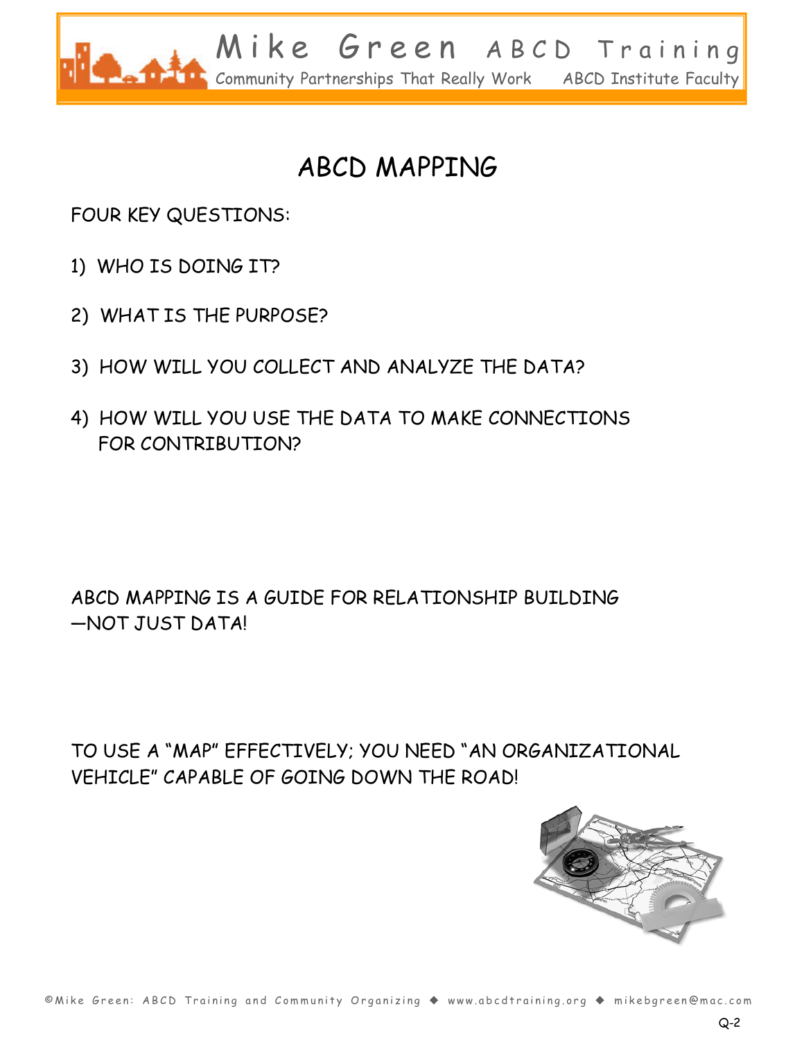# ABCD MAPPING

FOUR KEY QUESTIONS:

1) WHO IS DOING IT?

2) WHAT IS THE PURPOSE?

3) HOW WILL YOU COLLECT AND ANALYZE THE DATA?

4) HOW WILL YOU USE THE DATA TO MAKE CONNECTIONS FOR CONTRIBUTION?

ABCD MAPPING IS A GUIDE FOR RELATIONSHIP BUILDING —NOT JUST DATA!

TO USE A "MAP" EFFECTIVELY; YOU NEED "AN ORGANIZATIONAL VEHICLE" CAPABLE OF GOING DOWN THE ROAD!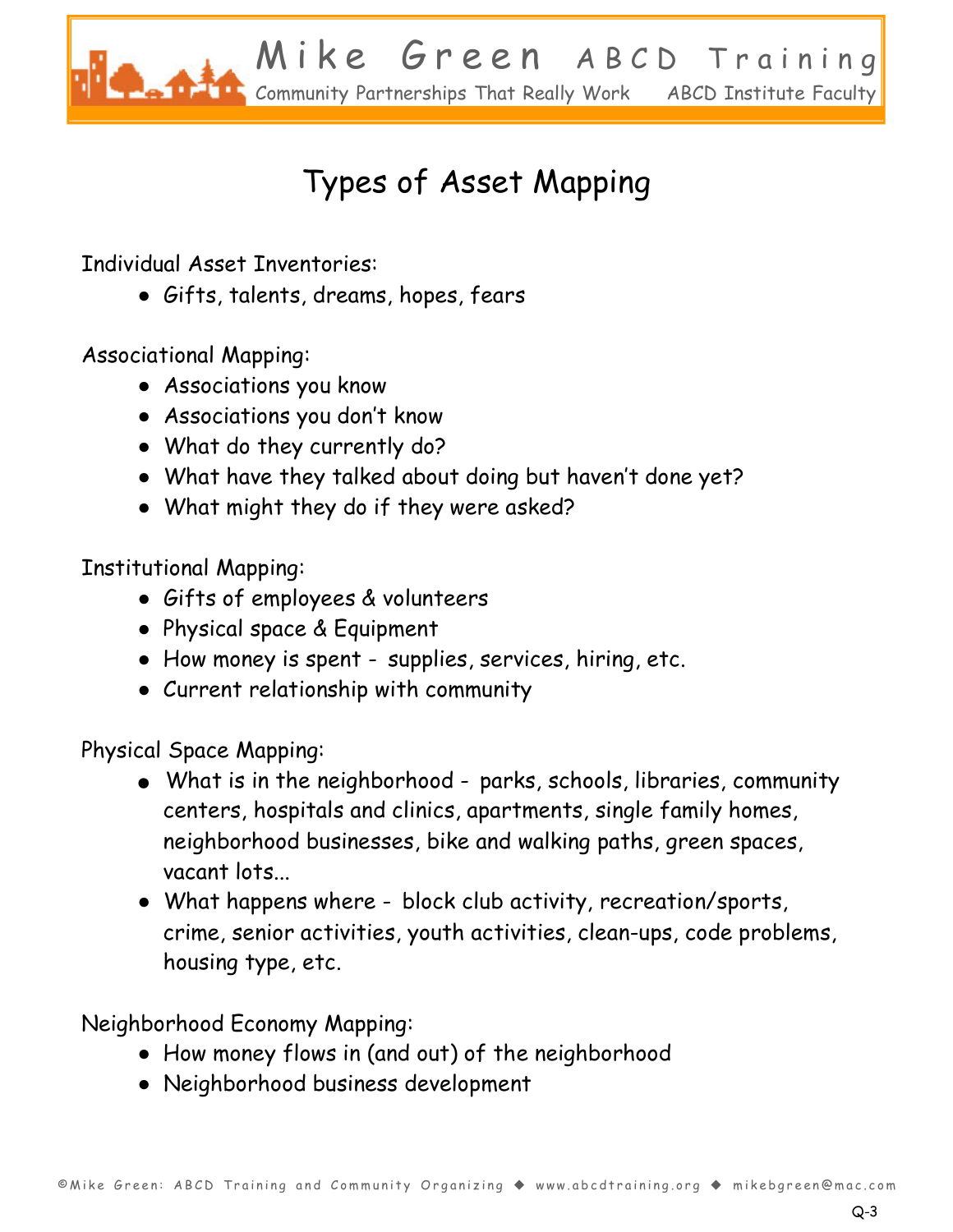# Types of Asset Mapping

Individual Asset Inventories:

- Gifts, talents, dreams, hopes, fears

Associational Mapping:

- Associations you know
- Associations you don't know
- What do they currently do?
- What have they talked about doing but haven't done yet?
- What might they do if they were asked?

Institutional Mapping:

- Gifts of employees & volunteers
- Physical space & Equipment
- How money is spent - supplies, services, hiring, etc.
- Current relationship with community

Physical Space Mapping:

- What is in the neighborhood - parks, schools, libraries, community centers, hospitals and clinics, apartments, single family homes, neighborhood businesses, bike and walking paths, green spaces, vacant lots...
- What happens where - block club activity, recreation/sports, crime, senior activities, youth activities, clean-ups, code problems, housing type, etc.

Neighborhood Economy Mapping:

- How money flows in (and out) of the neighborhood
- Neighborhood business development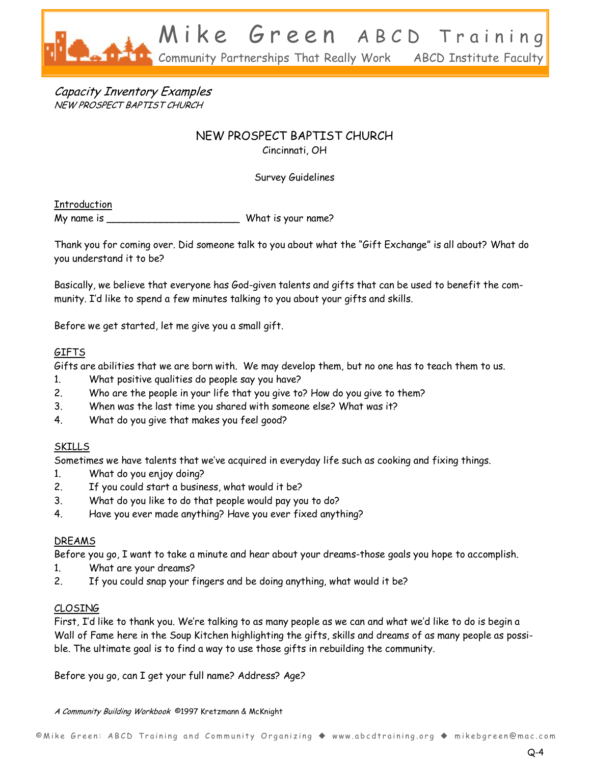*Capacity Inventory Examples*
*NEW PROSPECT BAPTIST CHURCH*

# NEW PROSPECT BAPTIST CHURCH

Cincinnati, OH

Survey Guidelines

Introduction

My name is ______________________ What is your name?

Thank you for coming over. Did someone talk to you about what the "Gift Exchange" is all about? What do you understand it to be?

Basically, we believe that everyone has God-given talents and gifts that can be used to benefit the community. I'd like to spend a few minutes talking to you about your gifts and skills.

Before we get started, let me give you a small gift.

GIFTS

Gifts are abilities that we are born with. We may develop them, but no one has to teach them to us.

1. What positive qualities do people say you have?
2. Who are the people in your life that you give to? How do you give to them?
3. When was the last time you shared with someone else? What was it?
4. What do you give that makes you feel good?

SKILLS

Sometimes we have talents that we've acquired in everyday life such as cooking and fixing things.

1. What do you enjoy doing?
2. If you could start a business, what would it be?
3. What do you like to do that people would pay you to do?
4. Have you ever made anything? Have you ever fixed anything?

DREAMS

Before you go, I want to take a minute and hear about your dreams-those goals you hope to accomplish.

1. What are your dreams?
2. If you could snap your fingers and be doing anything, what would it be?

CLOSING

First, I'd like to thank you. We're talking to as many people as we can and what we'd like to do is begin a Wall of Fame here in the Soup Kitchen highlighting the gifts, skills and dreams of as many people as possible. The ultimate goal is to find a way to use those gifts in rebuilding the community.

Before you go, can I get your full name? Address? Age?

*A Community Building Workbook* ©1997 Kretzmann & McKnight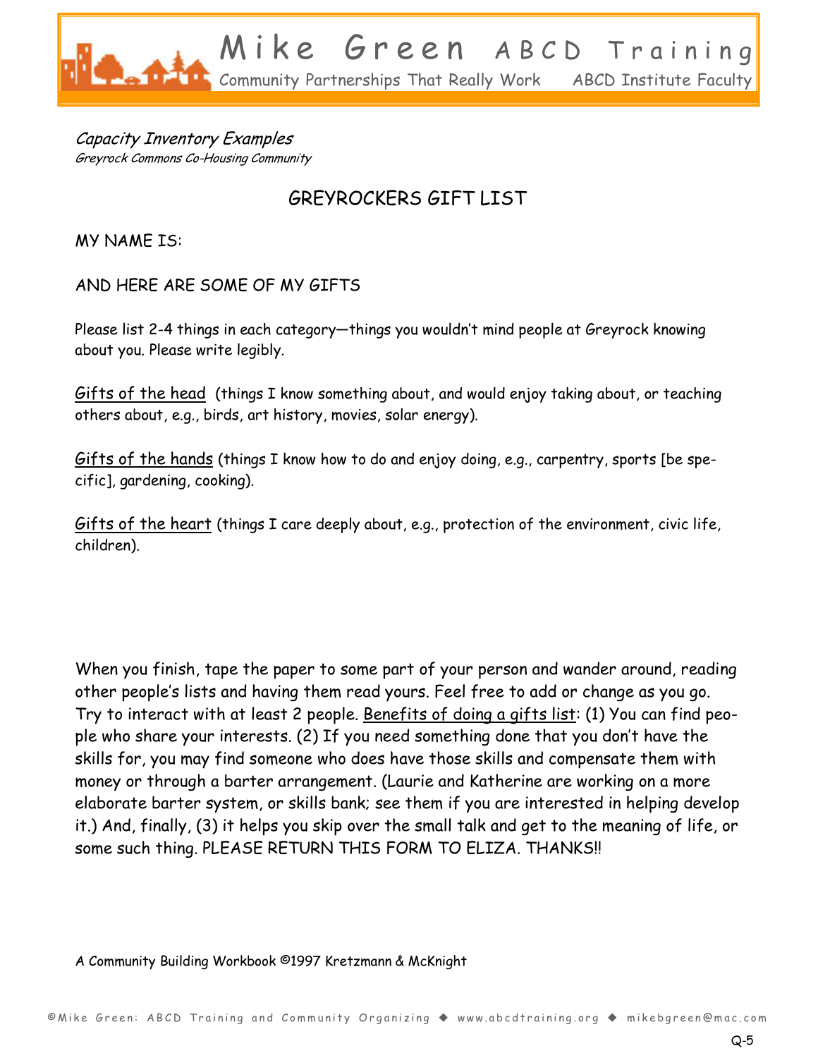*Capacity Inventory Examples*
*Greyrock Commons Co-Housing Community*

## GREYROCKERS GIFT LIST

MY NAME IS:

AND HERE ARE SOME OF MY GIFTS

Please list 2-4 things in each category—things you wouldn't mind people at Greyrock knowing about you. Please write legibly.

<u>Gifts of the head</u> (things I know something about, and would enjoy taking about, or teaching others about, e.g., birds, art history, movies, solar energy).

<u>Gifts of the hands</u> (things I know how to do and enjoy doing, e.g., carpentry, sports [be specific], gardening, cooking).

<u>Gifts of the heart</u> (things I care deeply about, e.g., protection of the environment, civic life, children).

When you finish, tape the paper to some part of your person and wander around, reading other people's lists and having them read yours. Feel free to add or change as you go. Try to interact with at least 2 people. <u>Benefits of doing a gifts list</u>: (1) You can find people who share your interests. (2) If you need something done that you don't have the skills for, you may find someone who does have those skills and compensate them with money or through a barter arrangement. (Laurie and Katherine are working on a more elaborate barter system, or skills bank; see them if you are interested in helping develop it.) And, finally, (3) it helps you skip over the small talk and get to the meaning of life, or some such thing. PLEASE RETURN THIS FORM TO ELIZA. THANKS!!

A Community Building Workbook ©1997 Kretzmann & McKnight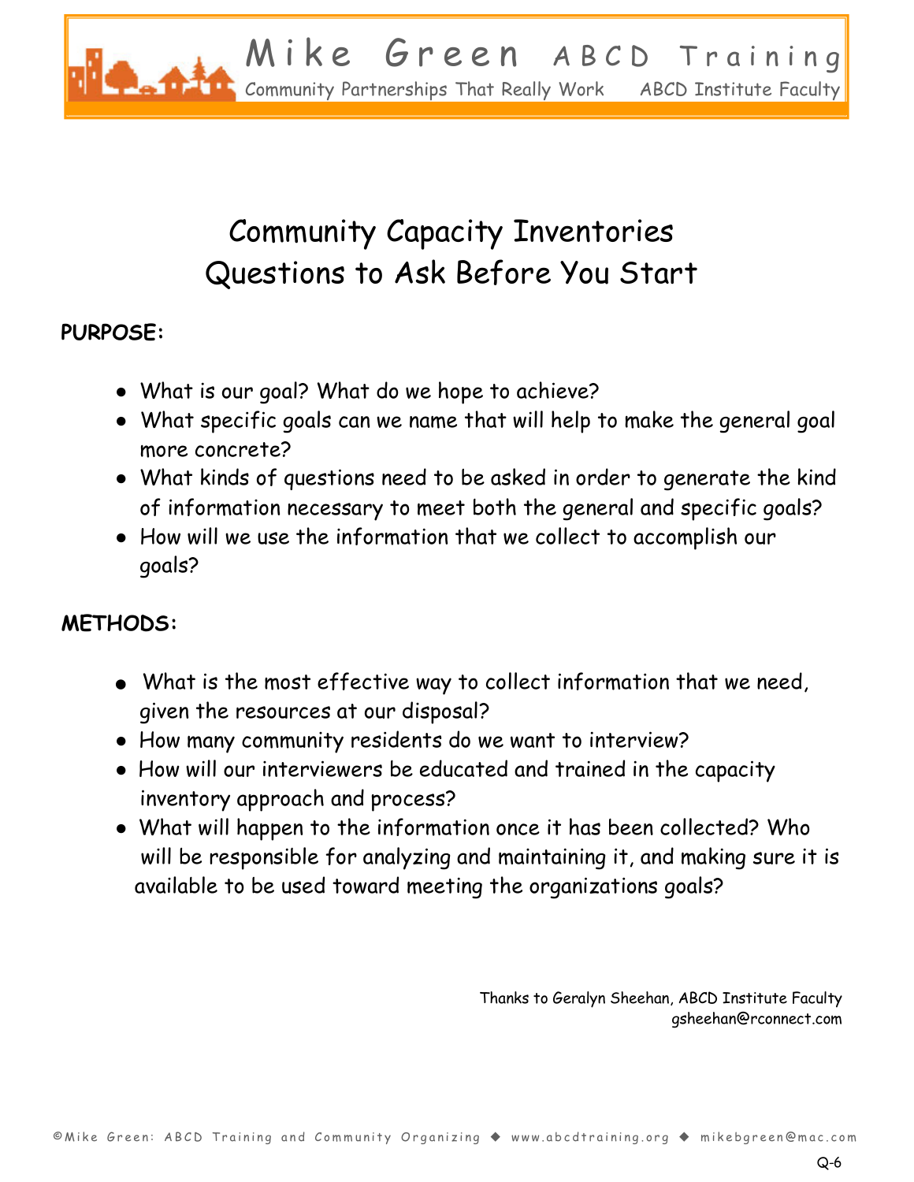# Community Capacity Inventories
# Questions to Ask Before You Start

**PURPOSE:**

- What is our goal? What do we hope to achieve?
- What specific goals can we name that will help to make the general goal more concrete?
- What kinds of questions need to be asked in order to generate the kind of information necessary to meet both the general and specific goals?
- How will we use the information that we collect to accomplish our goals?

**METHODS:**

- What is the most effective way to collect information that we need, given the resources at our disposal?
- How many community residents do we want to interview?
- How will our interviewers be educated and trained in the capacity inventory approach and process?
- What will happen to the information once it has been collected? Who will be responsible for analyzing and maintaining it, and making sure it is available to be used toward meeting the organizations goals?

Thanks to Geralyn Sheehan, ABCD Institute Faculty
gsheehan@rconnect.com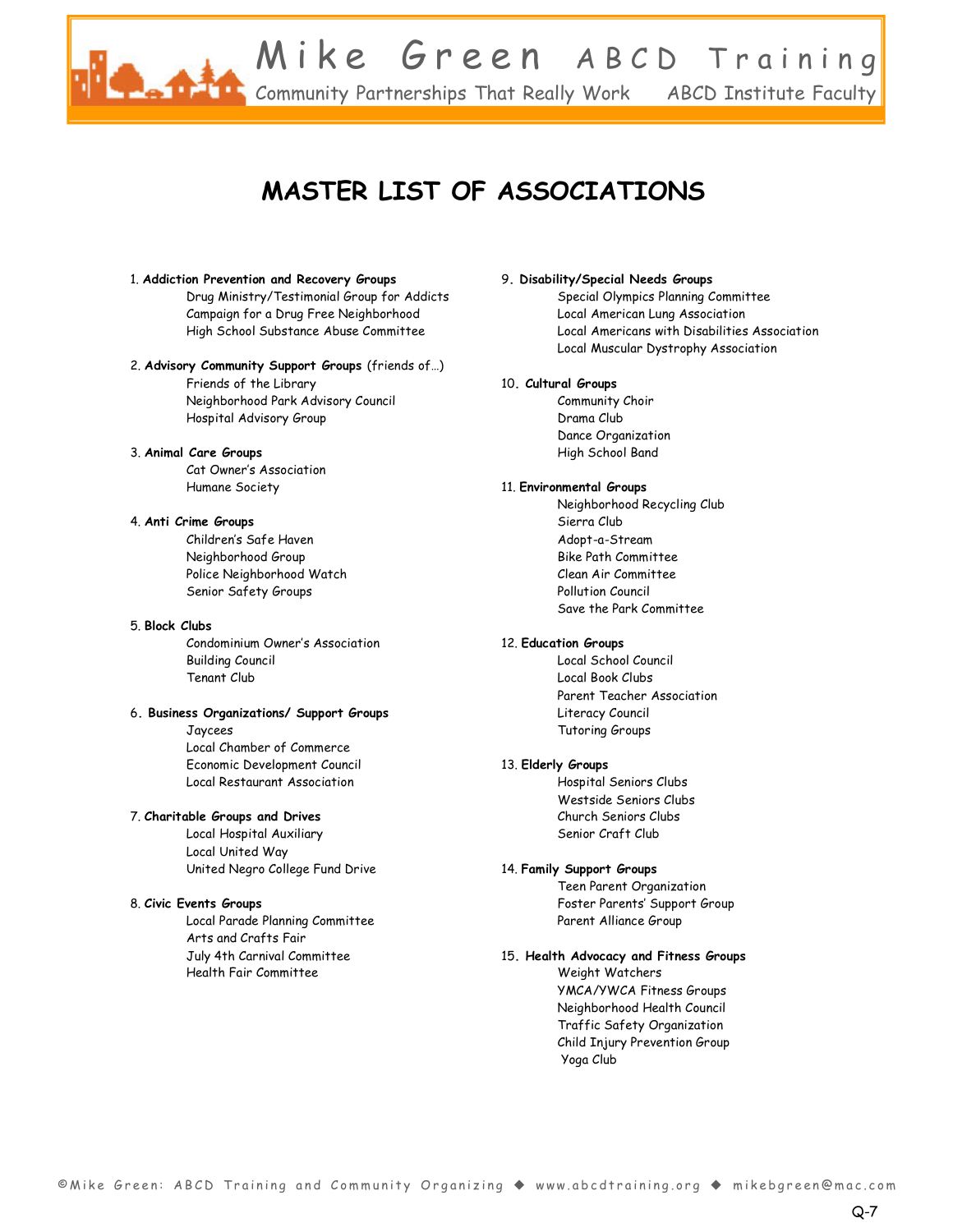# MASTER LIST OF ASSOCIATIONS

1. **Addiction Prevention and Recovery Groups**
   - Drug Ministry/Testimonial Group for Addicts
   - Campaign for a Drug Free Neighborhood
   - High School Substance Abuse Committee

2. **Advisory Community Support Groups** (friends of…)
   - Friends of the Library
   - Neighborhood Park Advisory Council
   - Hospital Advisory Group

3. **Animal Care Groups**
   - Cat Owner's Association
   - Humane Society

4. **Anti Crime Groups**
   - Children's Safe Haven
   - Neighborhood Group
   - Police Neighborhood Watch
   - Senior Safety Groups

5. **Block Clubs**
   - Condominium Owner's Association
   - Building Council
   - Tenant Club

6. **Business Organizations/ Support Groups**
   - Jaycees
   - Local Chamber of Commerce
   - Economic Development Council
   - Local Restaurant Association

7. **Charitable Groups and Drives**
   - Local Hospital Auxiliary
   - Local United Way
   - United Negro College Fund Drive

8. **Civic Events Groups**
   - Local Parade Planning Committee
   - Arts and Crafts Fair
   - July 4th Carnival Committee
   - Health Fair Committee

9. **Disability/Special Needs Groups**
   - Special Olympics Planning Committee
   - Local American Lung Association
   - Local Americans with Disabilities Association
   - Local Muscular Dystrophy Association

10. **Cultural Groups**
    - Community Choir
    - Drama Club
    - Dance Organization
    - High School Band

11. **Environmental Groups**
    - Neighborhood Recycling Club
    - Sierra Club
    - Adopt-a-Stream
    - Bike Path Committee
    - Clean Air Committee
    - Pollution Council
    - Save the Park Committee

12. **Education Groups**
    - Local School Council
    - Local Book Clubs
    - Parent Teacher Association
    - Literacy Council
    - Tutoring Groups

13. **Elderly Groups**
    - Hospital Seniors Clubs
    - Westside Seniors Clubs
    - Church Seniors Clubs
    - Senior Craft Club

14. **Family Support Groups**
    - Teen Parent Organization
    - Foster Parents' Support Group
    - Parent Alliance Group

15. **Health Advocacy and Fitness Groups**
    - Weight Watchers
    - YMCA/YWCA Fitness Groups
    - Neighborhood Health Council
    - Traffic Safety Organization
    - Child Injury Prevention Group
    - Yoga Club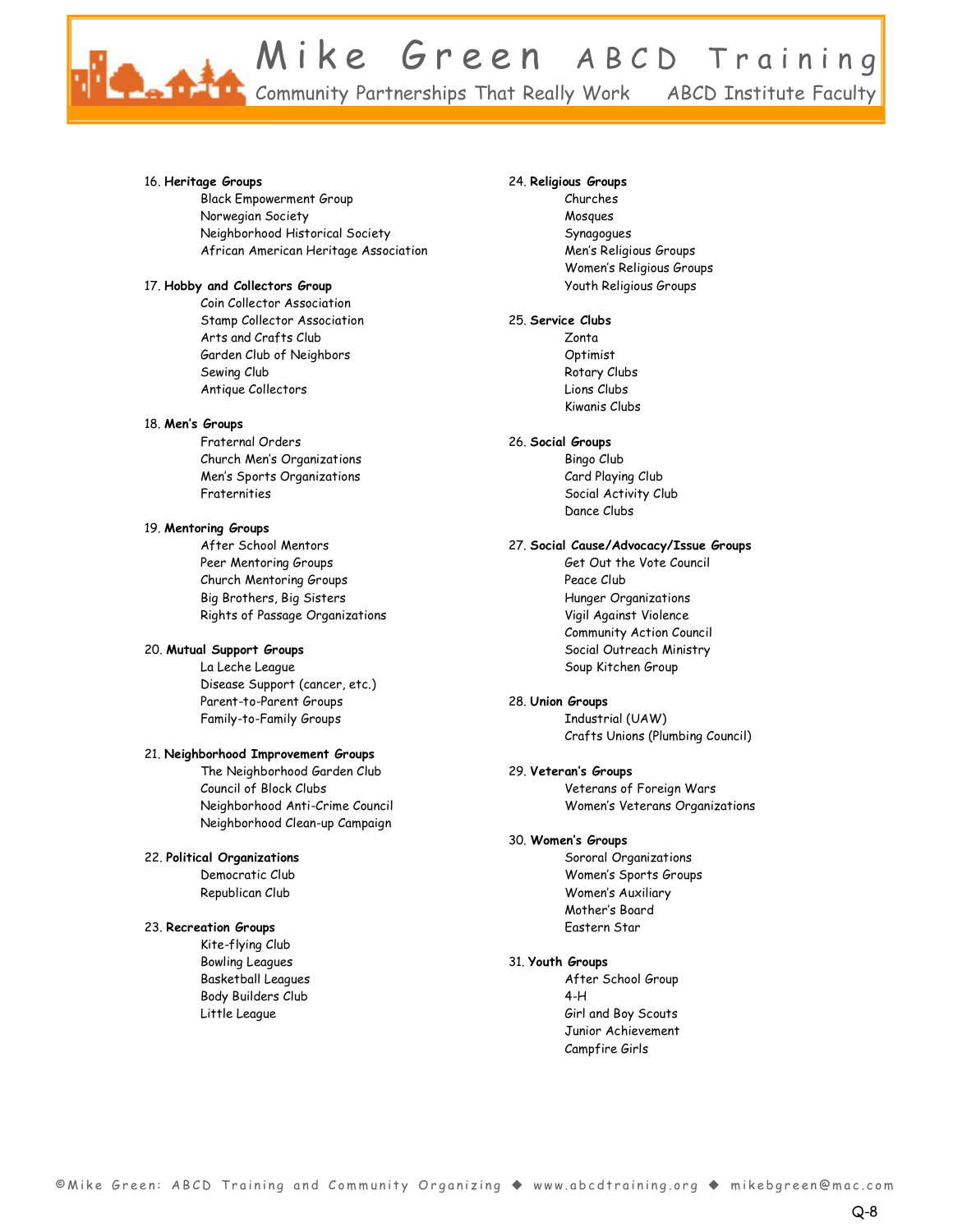16. **Heritage Groups**
    - Black Empowerment Group
    - Norwegian Society
    - Neighborhood Historical Society
    - African American Heritage Association

17. **Hobby and Collectors Group**
    - Coin Collector Association
    - Stamp Collector Association
    - Arts and Crafts Club
    - Garden Club of Neighbors
    - Sewing Club
    - Antique Collectors

18. **Men's Groups**
    - Fraternal Orders
    - Church Men's Organizations
    - Men's Sports Organizations
    - Fraternities

19. **Mentoring Groups**
    - After School Mentors
    - Peer Mentoring Groups
    - Church Mentoring Groups
    - Big Brothers, Big Sisters
    - Rights of Passage Organizations

20. **Mutual Support Groups**
    - La Leche League
    - Disease Support (cancer, etc.)
    - Parent-to-Parent Groups
    - Family-to-Family Groups

21. **Neighborhood Improvement Groups**
    - The Neighborhood Garden Club
    - Council of Block Clubs
    - Neighborhood Anti-Crime Council
    - Neighborhood Clean-up Campaign

22. **Political Organizations**
    - Democratic Club
    - Republican Club

23. **Recreation Groups**
    - Kite-flying Club
    - Bowling Leagues
    - Basketball Leagues
    - Body Builders Club
    - Little League

24. **Religious Groups**
    - Churches
    - Mosques
    - Synagogues
    - Men's Religious Groups
    - Women's Religious Groups
    - Youth Religious Groups

25. **Service Clubs**
    - Zonta
    - Optimist
    - Rotary Clubs
    - Lions Clubs
    - Kiwanis Clubs

26. **Social Groups**
    - Bingo Club
    - Card Playing Club
    - Social Activity Club
    - Dance Clubs

27. **Social Cause/Advocacy/Issue Groups**
    - Get Out the Vote Council
    - Peace Club
    - Hunger Organizations
    - Vigil Against Violence
    - Community Action Council
    - Social Outreach Ministry
    - Soup Kitchen Group

28. **Union Groups**
    - Industrial (UAW)
    - Crafts Unions (Plumbing Council)

29. **Veteran's Groups**
    - Veterans of Foreign Wars
    - Women's Veterans Organizations

30. **Women's Groups**
    - Sororal Organizations
    - Women's Sports Groups
    - Women's Auxiliary
    - Mother's Board
    - Eastern Star

31. **Youth Groups**
    - After School Group
    - 4-H
    - Girl and Boy Scouts
    - Junior Achievement
    - Campfire Girls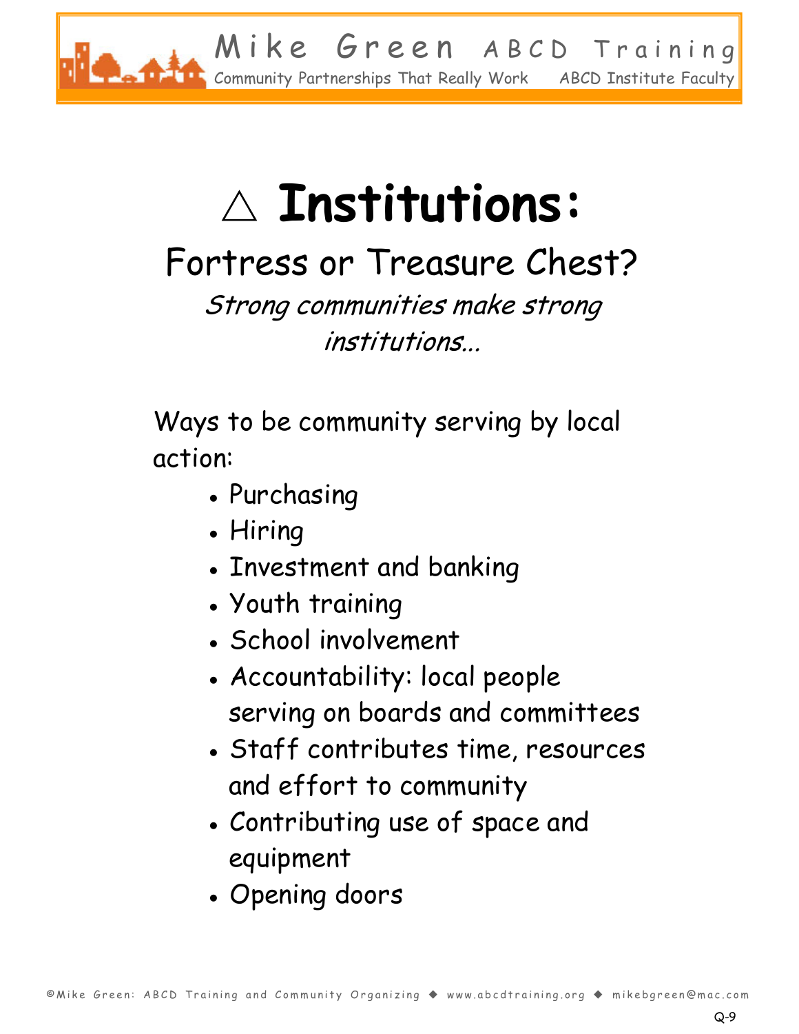# △ Institutions:

## Fortress or Treasure Chest?

*Strong communities make strong institutions...*

Ways to be community serving by local action:

- Purchasing
- Hiring
- Investment and banking
- Youth training
- School involvement
- Accountability: local people serving on boards and committees
- Staff contributes time, resources and effort to community
- Contributing use of space and equipment
- Opening doors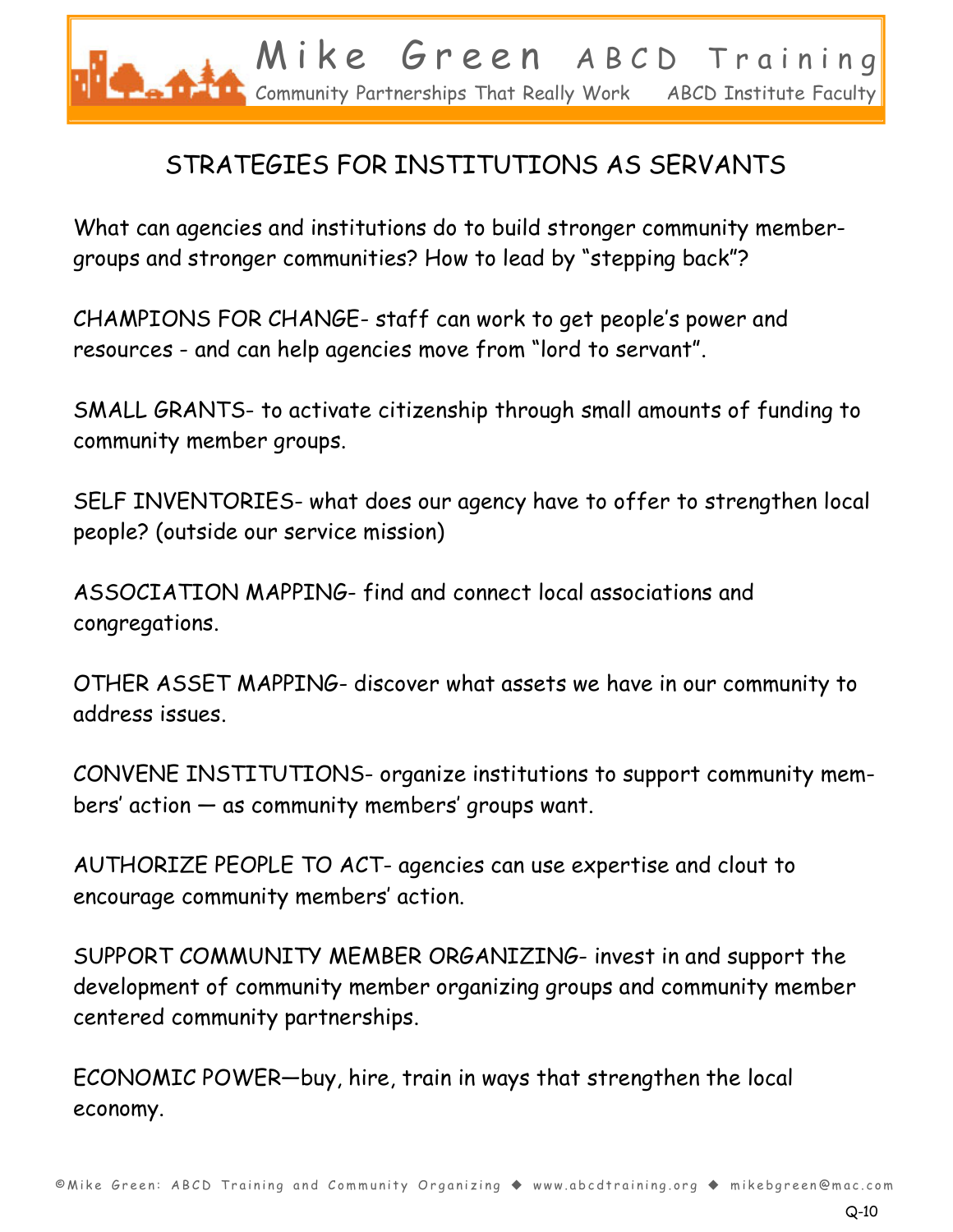# STRATEGIES FOR INSTITUTIONS AS SERVANTS

What can agencies and institutions do to build stronger community member-groups and stronger communities? How to lead by "stepping back"?

CHAMPIONS FOR CHANGE- staff can work to get people's power and resources - and can help agencies move from "lord to servant".

SMALL GRANTS- to activate citizenship through small amounts of funding to community member groups.

SELF INVENTORIES- what does our agency have to offer to strengthen local people? (outside our service mission)

ASSOCIATION MAPPING- find and connect local associations and congregations.

OTHER ASSET MAPPING- discover what assets we have in our community to address issues.

CONVENE INSTITUTIONS- organize institutions to support community members' action — as community members' groups want.

AUTHORIZE PEOPLE TO ACT- agencies can use expertise and clout to encourage community members' action.

SUPPORT COMMUNITY MEMBER ORGANIZING- invest in and support the development of community member organizing groups and community member centered community partnerships.

ECONOMIC POWER—buy, hire, train in ways that strengthen the local economy.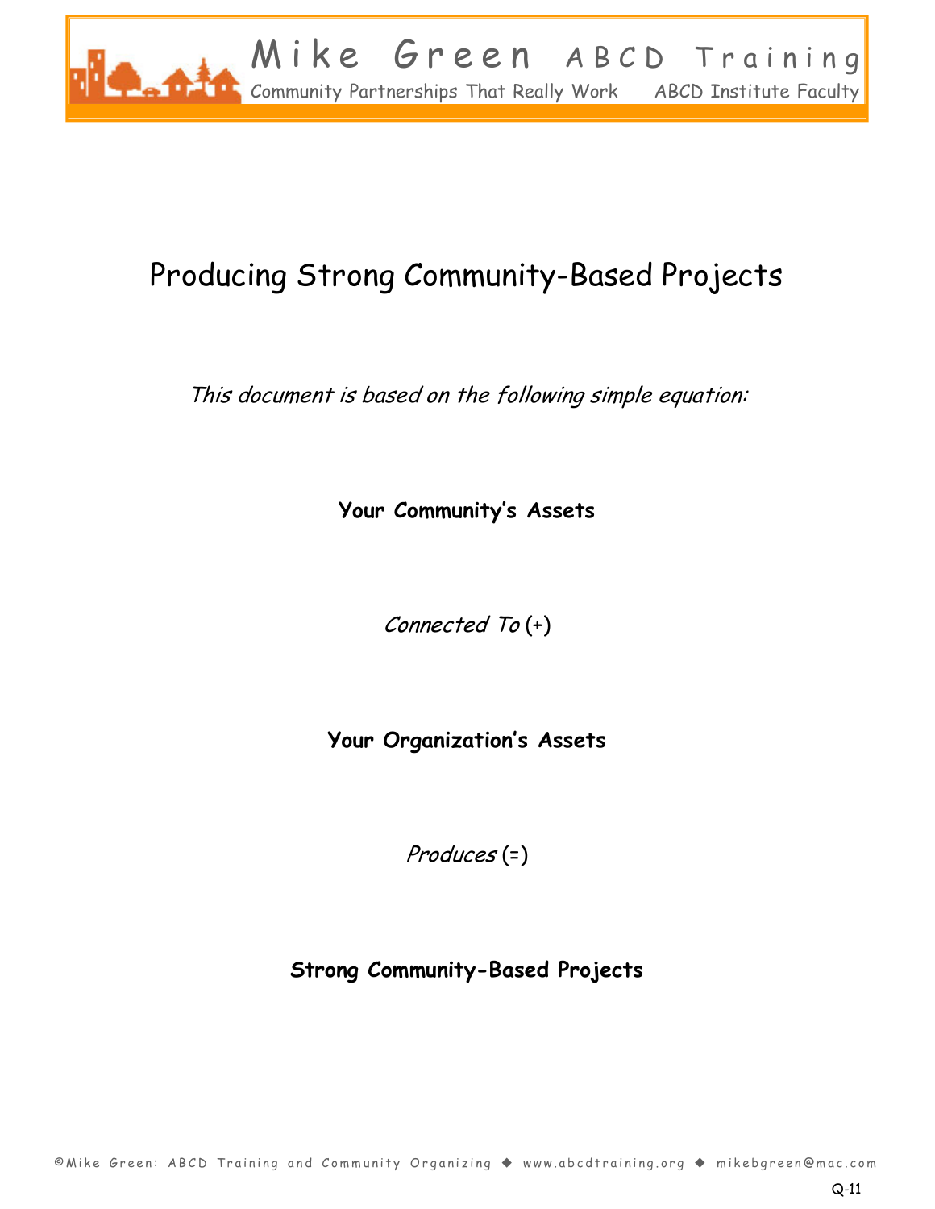# Producing Strong Community-Based Projects

*This document is based on the following simple equation:*

**Your Community's Assets**

*Connected To* (+)

**Your Organization's Assets**

*Produces* (=)

**Strong Community-Based Projects**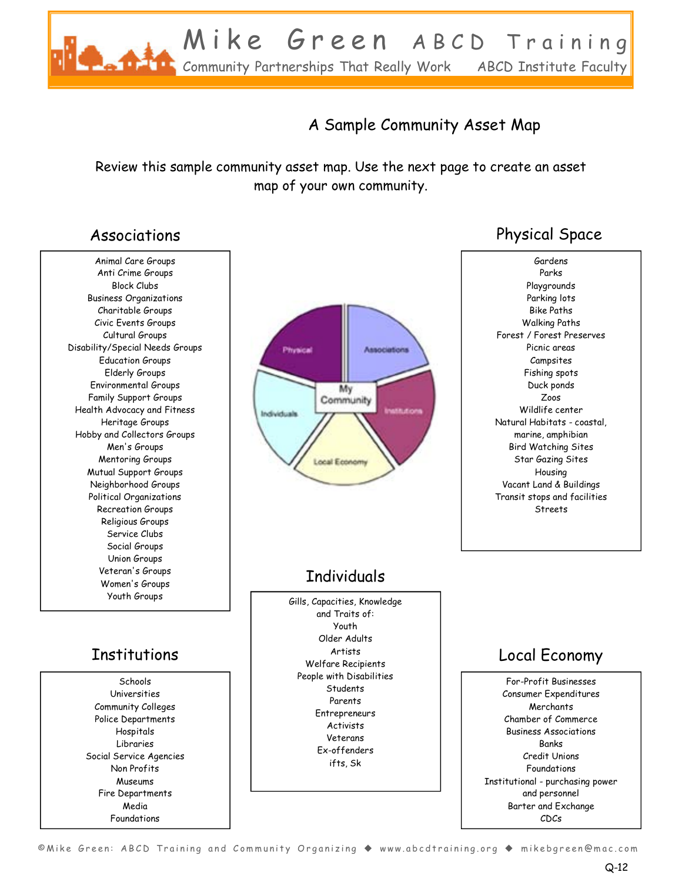## A Sample Community Asset Map

Review this sample community asset map. Use the next page to create an asset map of your own community.

### Associations

Animal Care Groups
Anti Crime Groups
Block Clubs
Business Organizations
Charitable Groups
Civic Events Groups
Cultural Groups
Disability/Special Needs Groups
Education Groups
Elderly Groups
Environmental Groups
Family Support Groups
Health Advocacy and Fitness
Heritage Groups
Hobby and Collectors Groups
Men's Groups
Mentoring Groups
Mutual Support Groups
Neighborhood Groups
Political Organizations
Recreation Groups
Religious Groups
Service Clubs
Social Groups
Union Groups
Veteran's Groups
Women's Groups
Youth Groups

### Physical Space

Gardens
Parks
Playgrounds
Parking lots
Bike Paths
Walking Paths
Forest / Forest Preserves
Picnic areas
Campsites
Fishing spots
Duck ponds
Zoos
Wildlife center
Natural Habitats - coastal, marine, amphibian
Bird Watching Sites
Star Gazing Sites
Housing
Vacant Land & Buildings
Transit stops and facilities
Streets

My Community: Physical, Associations, Institutions, Local Economy, Individuals

### Individuals

Gills, Capacities, Knowledge and Traits of:
Youth
Older Adults
Artists
Welfare Recipients
People with Disabilities
Students
Parents
Entrepreneurs
Activists
Veterans
Ex-offenders
ifts, Sk

### Institutions

Schools
Universities
Community Colleges
Police Departments
Hospitals
Libraries
Social Service Agencies
Non Profits
Museums
Fire Departments
Media
Foundations

### Local Economy

For-Profit Businesses
Consumer Expenditures
Merchants
Chamber of Commerce
Business Associations
Banks
Credit Unions
Foundations
Institutional - purchasing power and personnel
Barter and Exchange
CDCs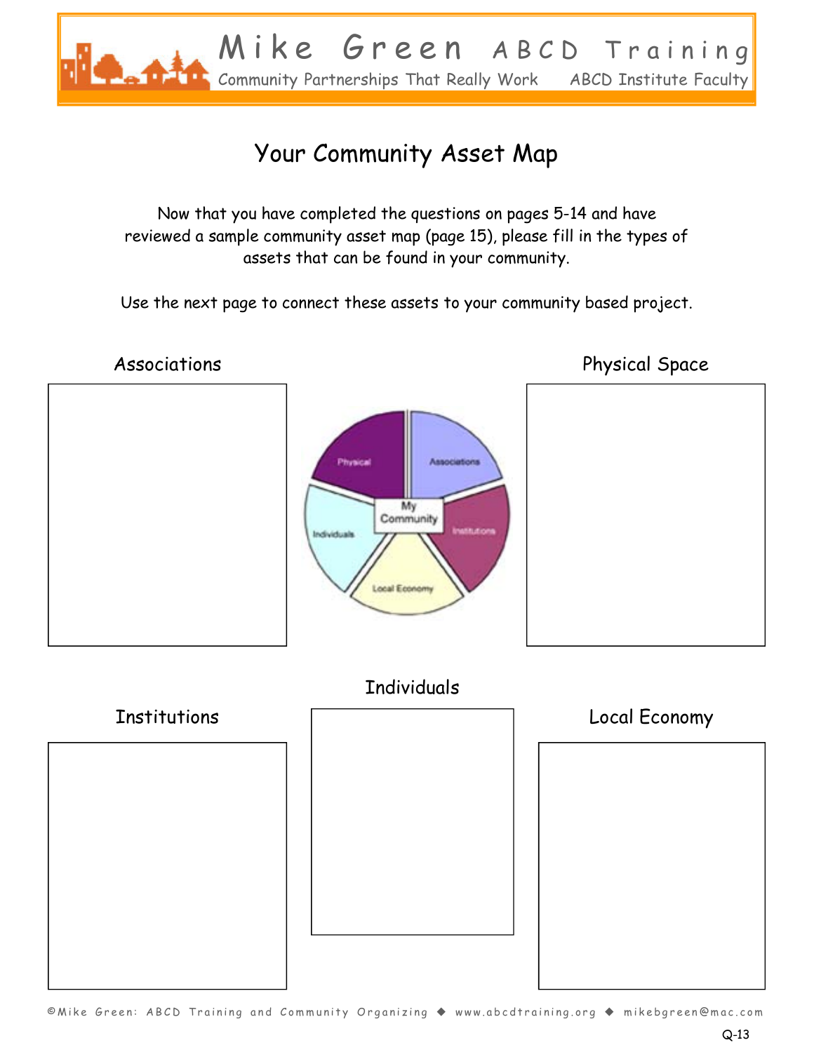# Your Community Asset Map

Now that you have completed the questions on pages 5-14 and have reviewed a sample community asset map (page 15), please fill in the types of assets that can be found in your community.

Use the next page to connect these assets to your community based project.

Associations

Physical Space

Physical

Associations

My Community

Individuals

Institutions

Local Economy

Individuals

Institutions

Local Economy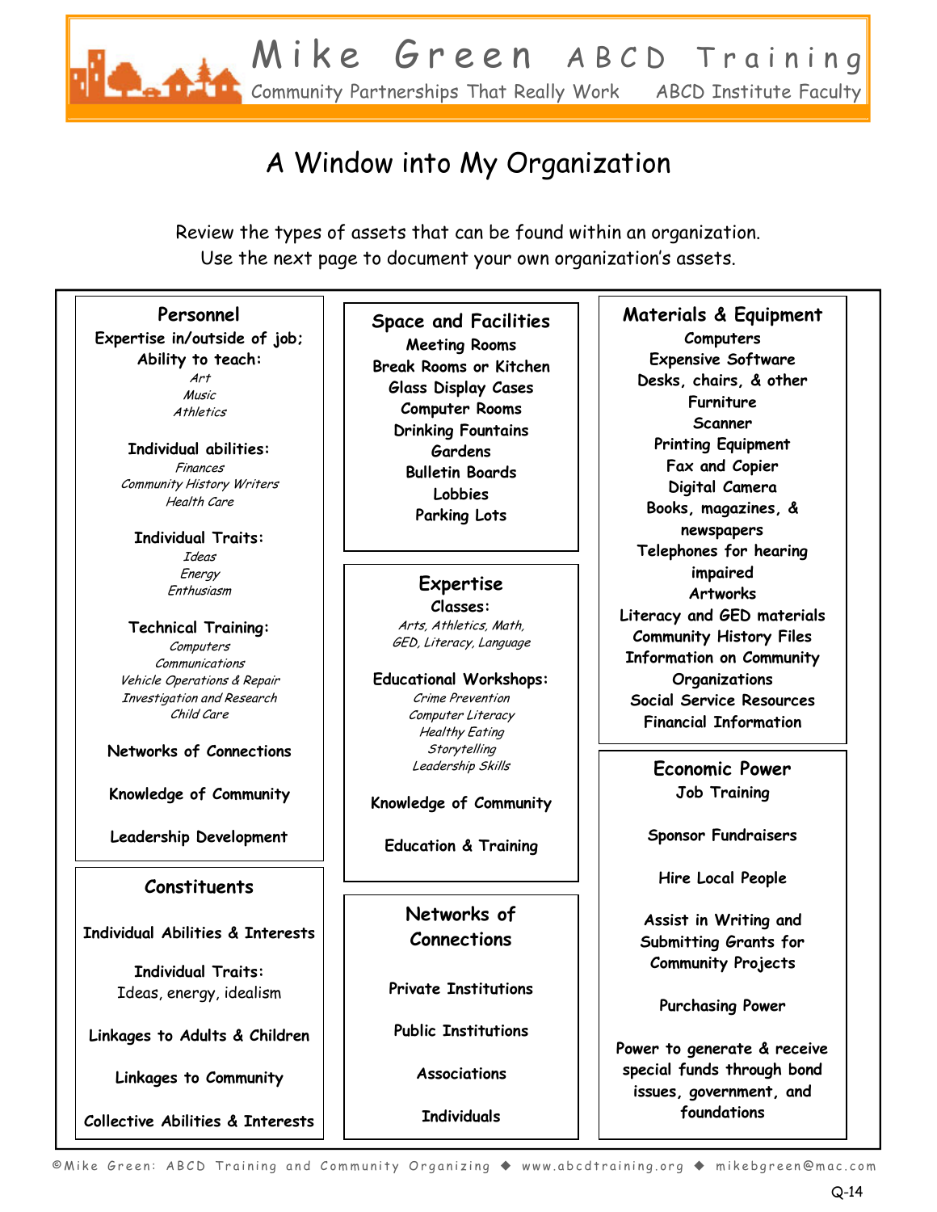# A Window into My Organization

Review the types of assets that can be found within an organization.
Use the next page to document your own organization's assets.

### Personnel

**Expertise in/outside of job;**
**Ability to teach:**
*Art*
*Music*
*Athletics*

**Individual abilities:**
*Finances*
*Community History Writers*
*Health Care*

**Individual Traits:**
*Ideas*
*Energy*
*Enthusiasm*

**Technical Training:**
*Computers*
*Communications*
*Vehicle Operations & Repair*
*Investigation and Research*
*Child Care*

**Networks of Connections**

**Knowledge of Community**

**Leadership Development**

### Constituents

**Individual Abilities & Interests**

**Individual Traits:**
Ideas, energy, idealism

**Linkages to Adults & Children**

**Linkages to Community**

**Collective Abilities & Interests**

### Space and Facilities

**Meeting Rooms**
**Break Rooms or Kitchen**
**Glass Display Cases**
**Computer Rooms**
**Drinking Fountains**
**Gardens**
**Bulletin Boards**
**Lobbies**
**Parking Lots**

### Expertise

**Classes:**
*Arts, Athletics, Math, GED, Literacy, Language*

**Educational Workshops:**
*Crime Prevention*
*Computer Literacy*
*Healthy Eating*
*Storytelling*
*Leadership Skills*

**Knowledge of Community**

**Education & Training**

### Networks of Connections

**Private Institutions**

**Public Institutions**

**Associations**

**Individuals**

### Materials & Equipment

**Computers**
**Expensive Software**
**Desks, chairs, & other Furniture**
**Scanner**
**Printing Equipment**
**Fax and Copier**
**Digital Camera**
**Books, magazines, & newspapers**
**Telephones for hearing impaired**
**Artworks**
**Literacy and GED materials**
**Community History Files**
**Information on Community Organizations**
**Social Service Resources**
**Financial Information**

### Economic Power

**Job Training**

**Sponsor Fundraisers**

**Hire Local People**

**Assist in Writing and Submitting Grants for Community Projects**

**Purchasing Power**

**Power to generate & receive special funds through bond issues, government, and foundations**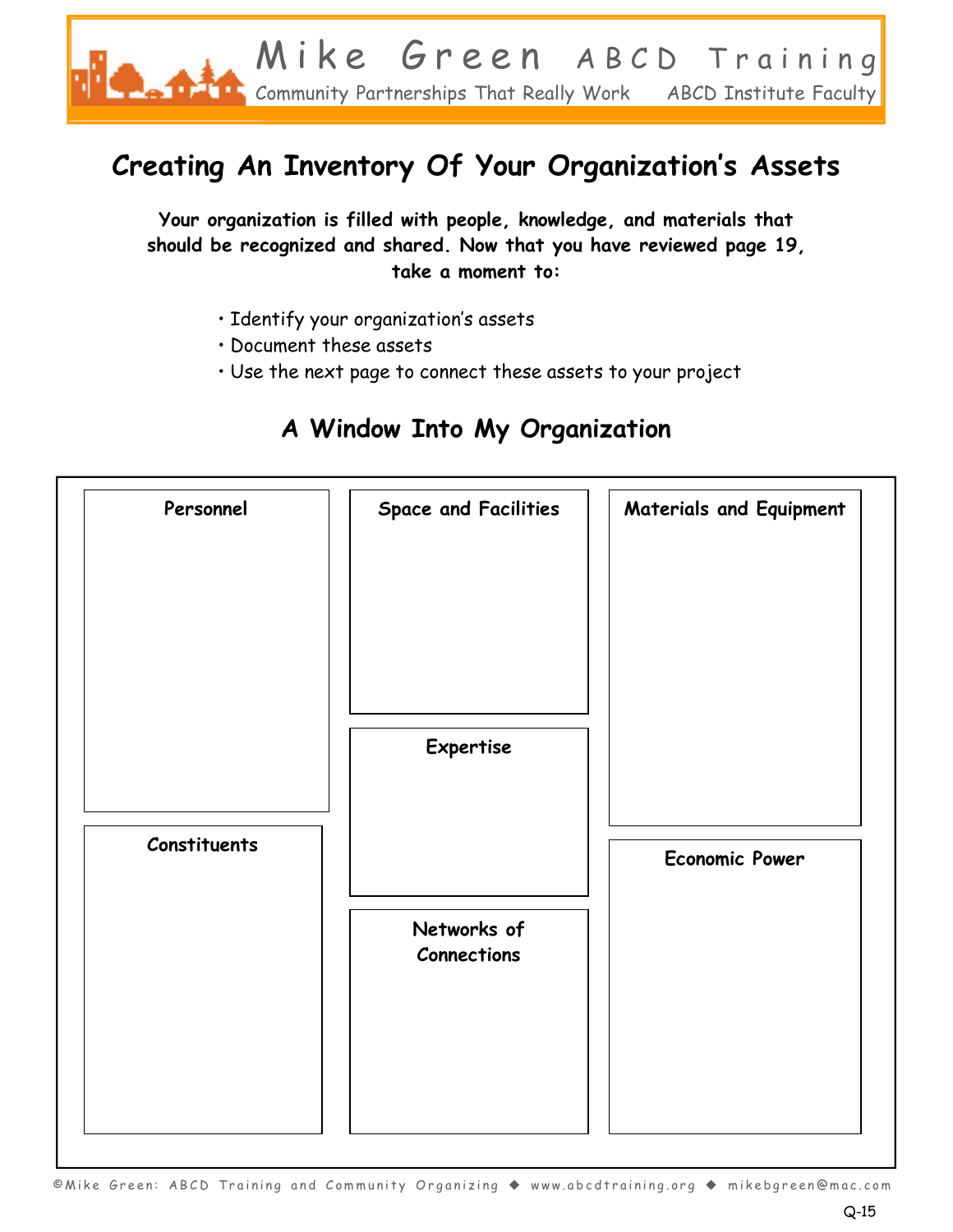# Creating An Inventory Of Your Organization's Assets

**Your organization is filled with people, knowledge, and materials that should be recognized and shared. Now that you have reviewed page 19, take a moment to:**

- Identify your organization's assets
- Document these assets
- Use the next page to connect these assets to your project

## A Window Into My Organization

**Personnel**

**Space and Facilities**

**Materials and Equipment**

**Expertise**

**Constituents**

**Economic Power**

**Networks of Connections**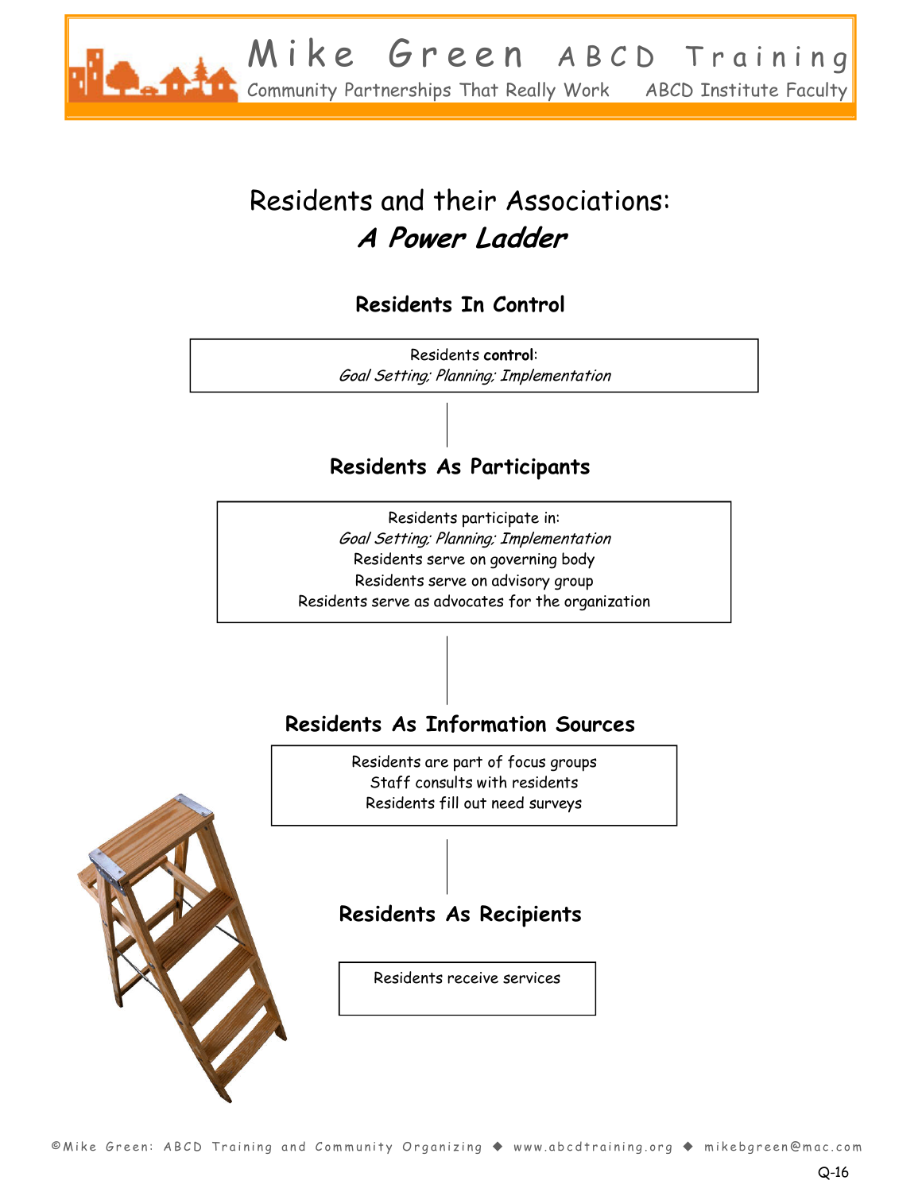# Residents and their Associations: *A Power Ladder*

### Residents In Control

Residents **control**:
*Goal Setting; Planning; Implementation*

### Residents As Participants

Residents participate in:
*Goal Setting; Planning; Implementation*
Residents serve on governing body
Residents serve on advisory group
Residents serve as advocates for the organization

### Residents As Information Sources

Residents are part of focus groups
Staff consults with residents
Residents fill out need surveys

### Residents As Recipients

Residents receive services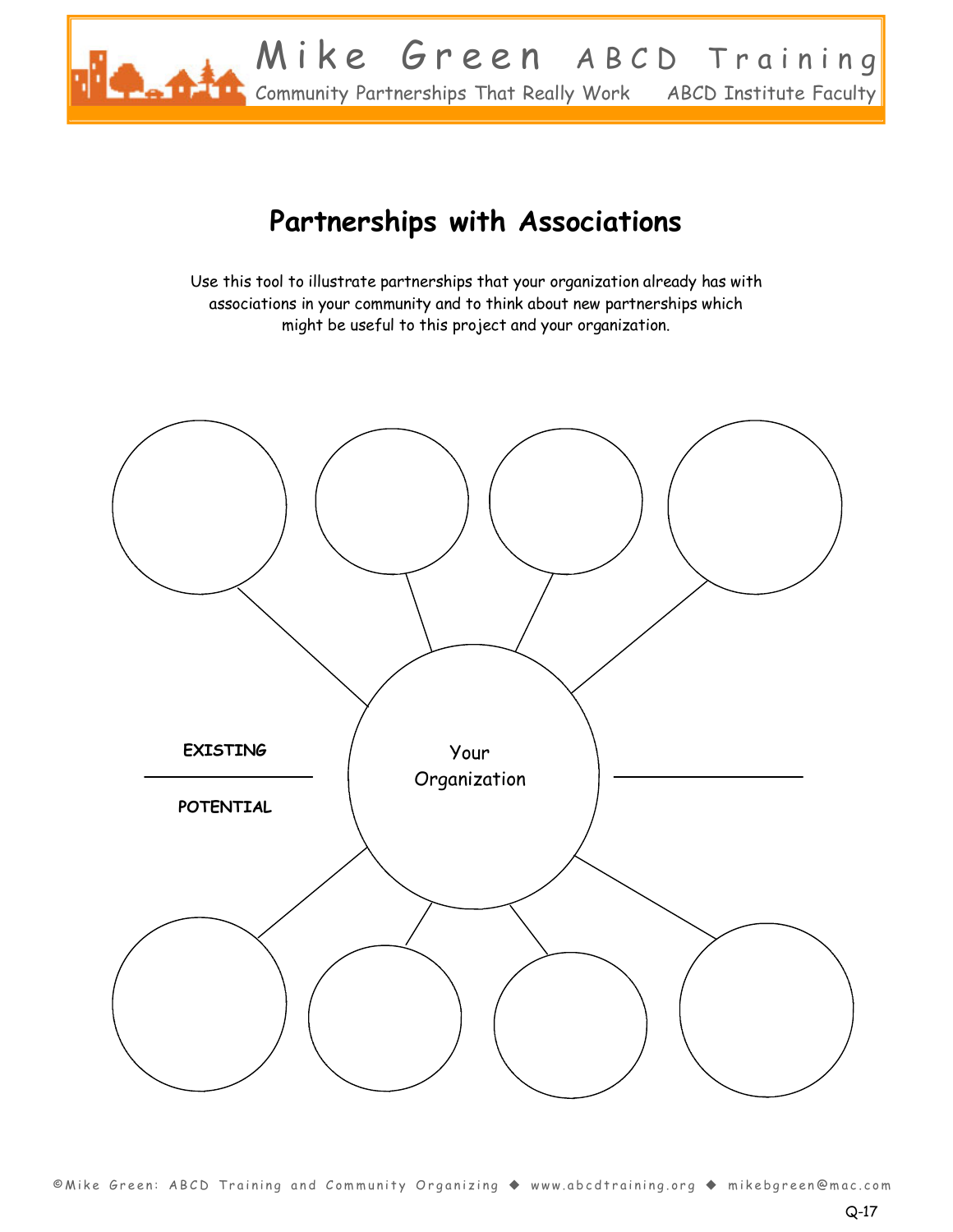## Partnerships with Associations

Use this tool to illustrate partnerships that your organization already has with associations in your community and to think about new partnerships which might be useful to this project and your organization.

**EXISTING**

Your Organization

**POTENTIAL**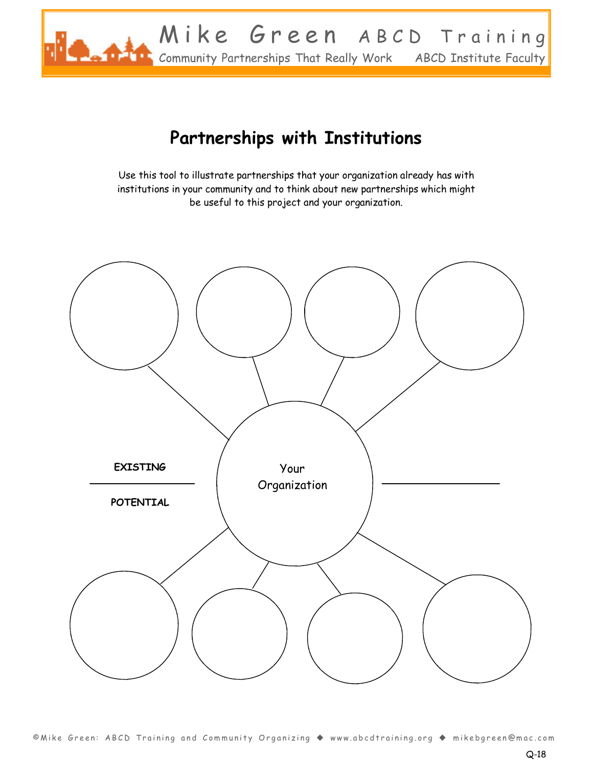# Partnerships with Institutions

Use this tool to illustrate partnerships that your organization already has with institutions in your community and to think about new partnerships which might be useful to this project and your organization.

EXISTING

POTENTIAL

Your Organization